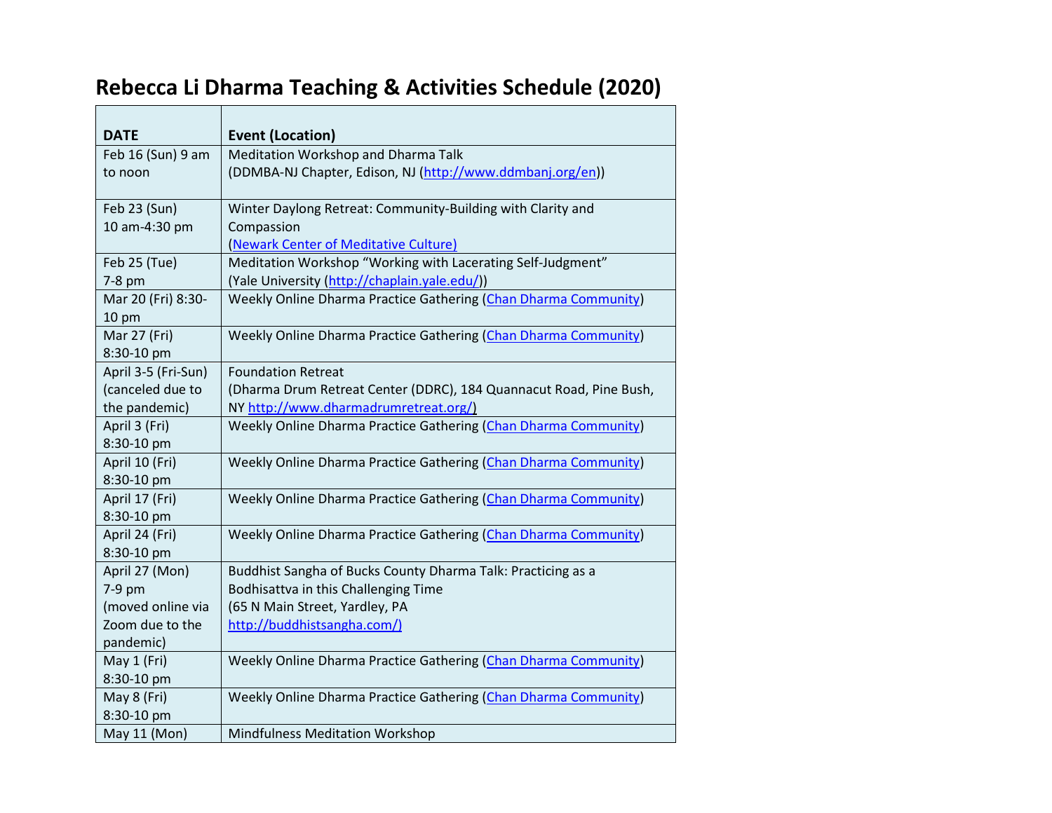# Rebecca Li Dharma Teaching & Activities Schedule (2020)

| DATE | Event (Location) |
| --- | --- |
| Feb 16 (Sun) 9 am to noon | Meditation Workshop and Dharma Talk (DDMBA-NJ Chapter, Edison, NJ (http://www.ddmbanj.org/en)) |
| Feb 23 (Sun) 10 am-4:30 pm | Winter Daylong Retreat: Community-Building with Clarity and Compassion (Newark Center of Meditative Culture) |
| Feb 25 (Tue) 7-8 pm | Meditation Workshop "Working with Lacerating Self-Judgment" (Yale University (http://chaplain.yale.edu/)) |
| Mar 20 (Fri) 8:30-10 pm | Weekly Online Dharma Practice Gathering (Chan Dharma Community) |
| Mar 27 (Fri) 8:30-10 pm | Weekly Online Dharma Practice Gathering (Chan Dharma Community) |
| April 3-5 (Fri-Sun) (canceled due to the pandemic) | Foundation Retreat (Dharma Drum Retreat Center (DDRC), 184 Quannacut Road, Pine Bush, NY http://www.dharmadrumretreat.org/) |
| April 3 (Fri) 8:30-10 pm | Weekly Online Dharma Practice Gathering (Chan Dharma Community) |
| April 10 (Fri) 8:30-10 pm | Weekly Online Dharma Practice Gathering (Chan Dharma Community) |
| April 17 (Fri) 8:30-10 pm | Weekly Online Dharma Practice Gathering (Chan Dharma Community) |
| April 24 (Fri) 8:30-10 pm | Weekly Online Dharma Practice Gathering (Chan Dharma Community) |
| April 27 (Mon) 7-9 pm (moved online via Zoom due to the pandemic) | Buddhist Sangha of Bucks County Dharma Talk: Practicing as a Bodhisattva in this Challenging Time (65 N Main Street, Yardley, PA http://buddhistsangha.com/) |
| May 1 (Fri) 8:30-10 pm | Weekly Online Dharma Practice Gathering (Chan Dharma Community) |
| May 8 (Fri) 8:30-10 pm | Weekly Online Dharma Practice Gathering (Chan Dharma Community) |
| May 11 (Mon) | Mindfulness Meditation Workshop |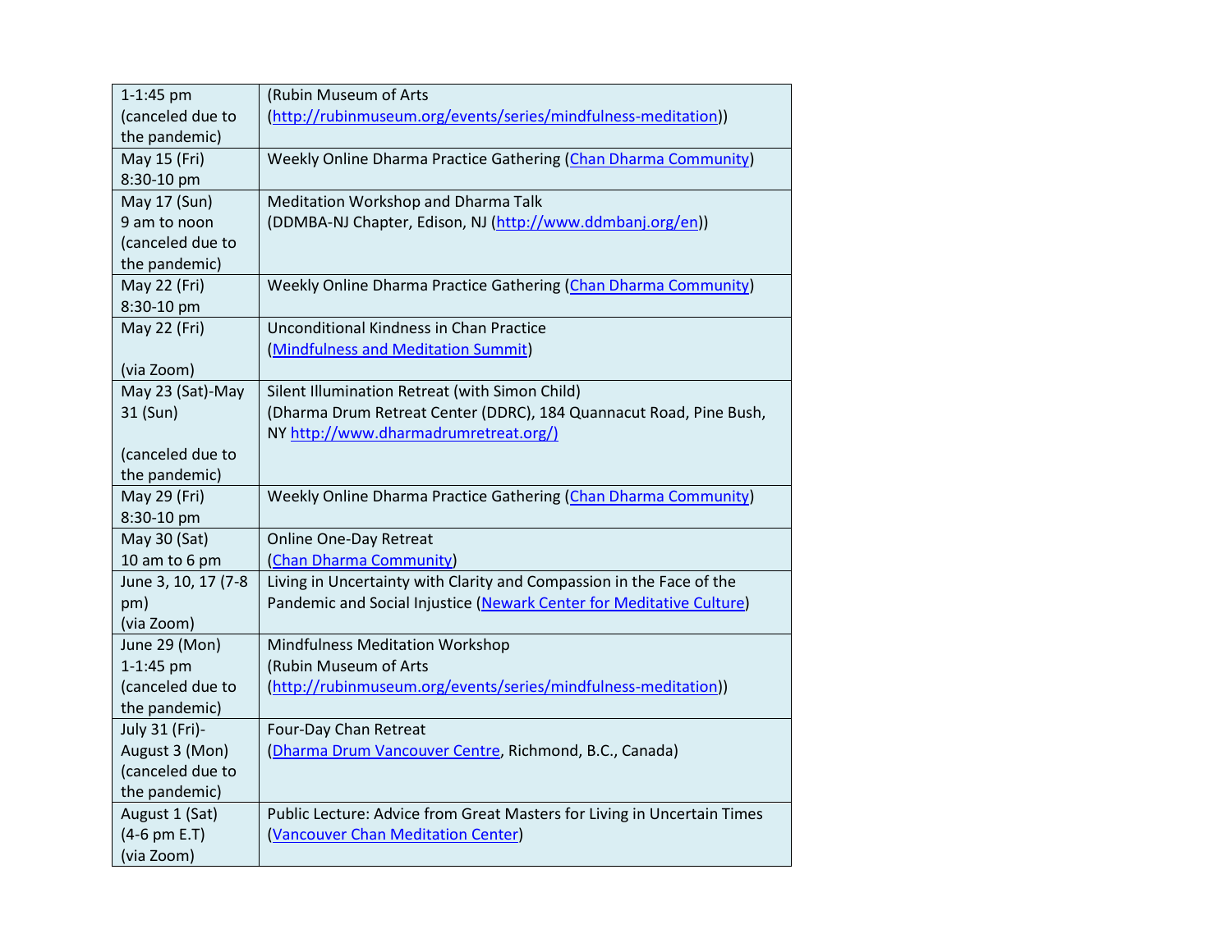| | |
|---|---|
| 1-1:45 pm (canceled due to the pandemic) | (Rubin Museum of Arts (http://rubinmuseum.org/events/series/mindfulness-meditation)) |
| May 15 (Fri) 8:30-10 pm | Weekly Online Dharma Practice Gathering (Chan Dharma Community) |
| May 17 (Sun) 9 am to noon (canceled due to the pandemic) | Meditation Workshop and Dharma Talk (DDMBA-NJ Chapter, Edison, NJ (http://www.ddmbanj.org/en)) |
| May 22 (Fri) 8:30-10 pm | Weekly Online Dharma Practice Gathering (Chan Dharma Community) |
| May 22 (Fri)<br><br>(via Zoom) | Unconditional Kindness in Chan Practice (Mindfulness and Meditation Summit) |
| May 23 (Sat)-May 31 (Sun)<br><br>(canceled due to the pandemic) | Silent Illumination Retreat (with Simon Child) (Dharma Drum Retreat Center (DDRC), 184 Quannacut Road, Pine Bush, NY http://www.dharmadrumretreat.org/) |
| May 29 (Fri) 8:30-10 pm | Weekly Online Dharma Practice Gathering (Chan Dharma Community) |
| May 30 (Sat) 10 am to 6 pm | Online One-Day Retreat (Chan Dharma Community) |
| June 3, 10, 17 (7-8 pm) (via Zoom) | Living in Uncertainty with Clarity and Compassion in the Face of the Pandemic and Social Injustice (Newark Center for Meditative Culture) |
| June 29 (Mon) 1-1:45 pm (canceled due to the pandemic) | Mindfulness Meditation Workshop (Rubin Museum of Arts (http://rubinmuseum.org/events/series/mindfulness-meditation)) |
| July 31 (Fri)- August 3 (Mon) (canceled due to the pandemic) | Four-Day Chan Retreat (Dharma Drum Vancouver Centre, Richmond, B.C., Canada) |
| August 1 (Sat) (4-6 pm E.T) (via Zoom) | Public Lecture: Advice from Great Masters for Living in Uncertain Times (Vancouver Chan Meditation Center) |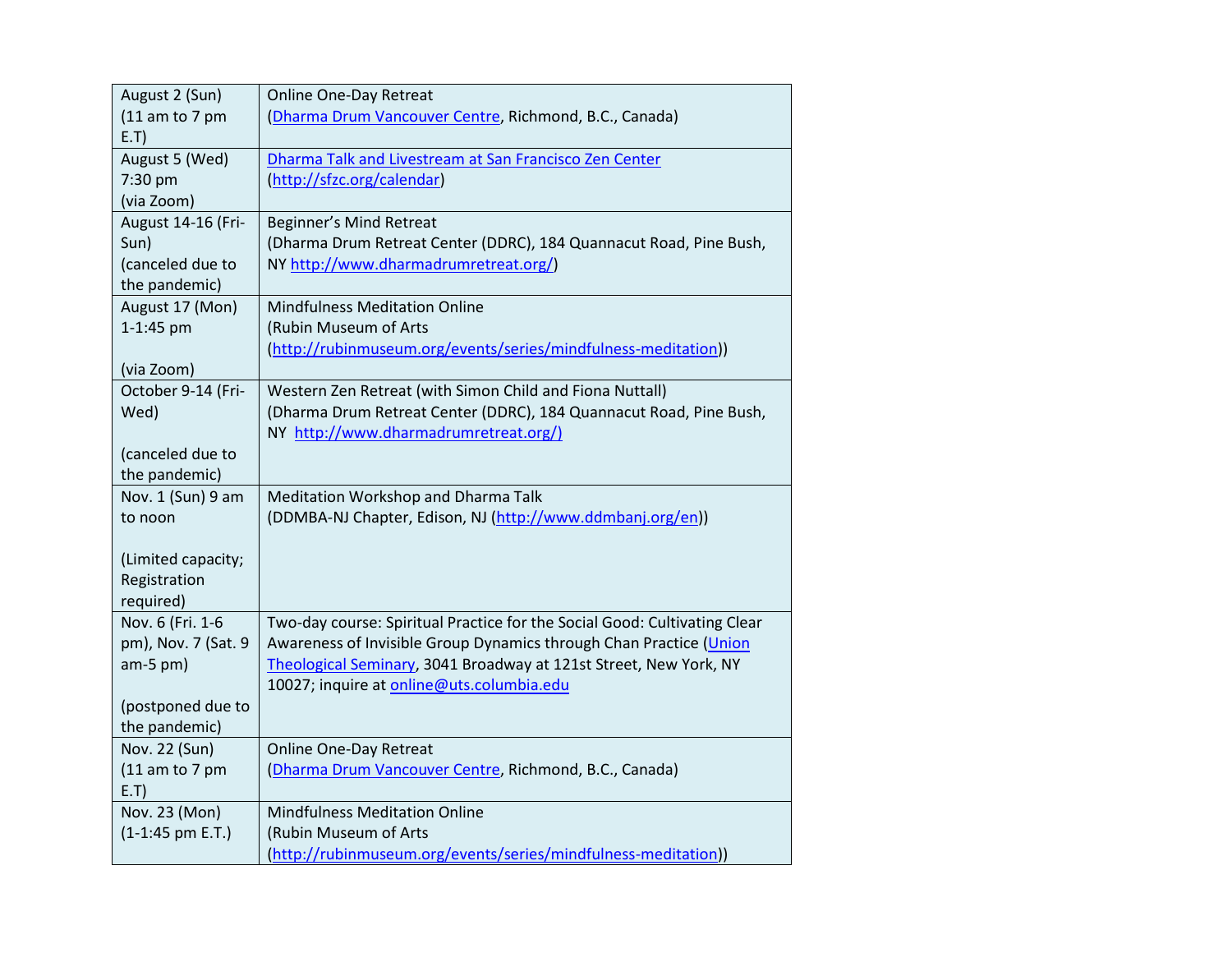| August 2 (Sun) (11 am to 7 pm E.T) | Online One-Day Retreat (Dharma Drum Vancouver Centre, Richmond, B.C., Canada) |
|---|---|
| August 5 (Wed) 7:30 pm (via Zoom) | Dharma Talk and Livestream at San Francisco Zen Center (http://sfzc.org/calendar) |
| August 14-16 (Fri-Sun) (canceled due to the pandemic) | Beginner's Mind Retreat (Dharma Drum Retreat Center (DDRC), 184 Quannacut Road, Pine Bush, NY http://www.dharmadrumretreat.org/) |
| August 17 (Mon) 1-1:45 pm<br><br>(via Zoom) | Mindfulness Meditation Online (Rubin Museum of Arts (http://rubinmuseum.org/events/series/mindfulness-meditation)) |
| October 9-14 (Fri-Wed)<br><br>(canceled due to the pandemic) | Western Zen Retreat (with Simon Child and Fiona Nuttall) (Dharma Drum Retreat Center (DDRC), 184 Quannacut Road, Pine Bush, NY http://www.dharmadrumretreat.org/) |
| Nov. 1 (Sun) 9 am to noon<br><br>(Limited capacity; Registration required) | Meditation Workshop and Dharma Talk (DDMBA-NJ Chapter, Edison, NJ (http://www.ddmbanj.org/en)) |
| Nov. 6 (Fri. 1-6 pm), Nov. 7 (Sat. 9 am-5 pm)<br><br>(postponed due to the pandemic) | Two-day course: Spiritual Practice for the Social Good: Cultivating Clear Awareness of Invisible Group Dynamics through Chan Practice (Union Theological Seminary, 3041 Broadway at 121st Street, New York, NY 10027; inquire at online@uts.columbia.edu |
| Nov. 22 (Sun) (11 am to 7 pm E.T) | Online One-Day Retreat (Dharma Drum Vancouver Centre, Richmond, B.C., Canada) |
| Nov. 23 (Mon) (1-1:45 pm E.T.) | Mindfulness Meditation Online (Rubin Museum of Arts (http://rubinmuseum.org/events/series/mindfulness-meditation)) |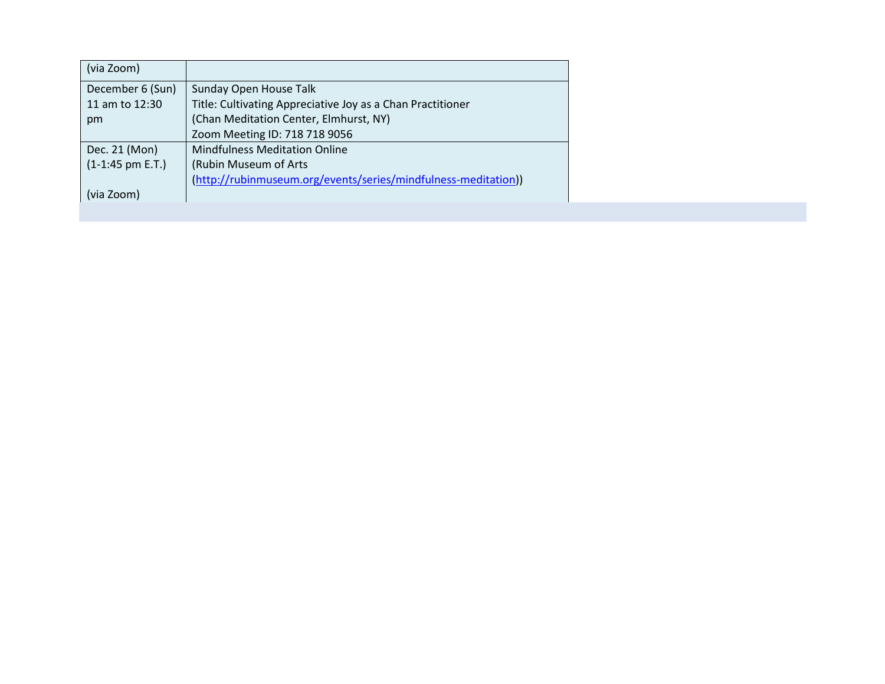| | |
|---|---|
| (via Zoom) | |
| December 6 (Sun)<br>11 am to 12:30 pm | Sunday Open House Talk<br>Title: Cultivating Appreciative Joy as a Chan Practitioner<br>(Chan Meditation Center, Elmhurst, NY)<br>Zoom Meeting ID: 718 718 9056 |
| Dec. 21 (Mon)<br>(1-1:45 pm E.T.)<br><br>(via Zoom) | Mindfulness Meditation Online<br>(Rubin Museum of Arts<br>(http://rubinmuseum.org/events/series/mindfulness-meditation)) |